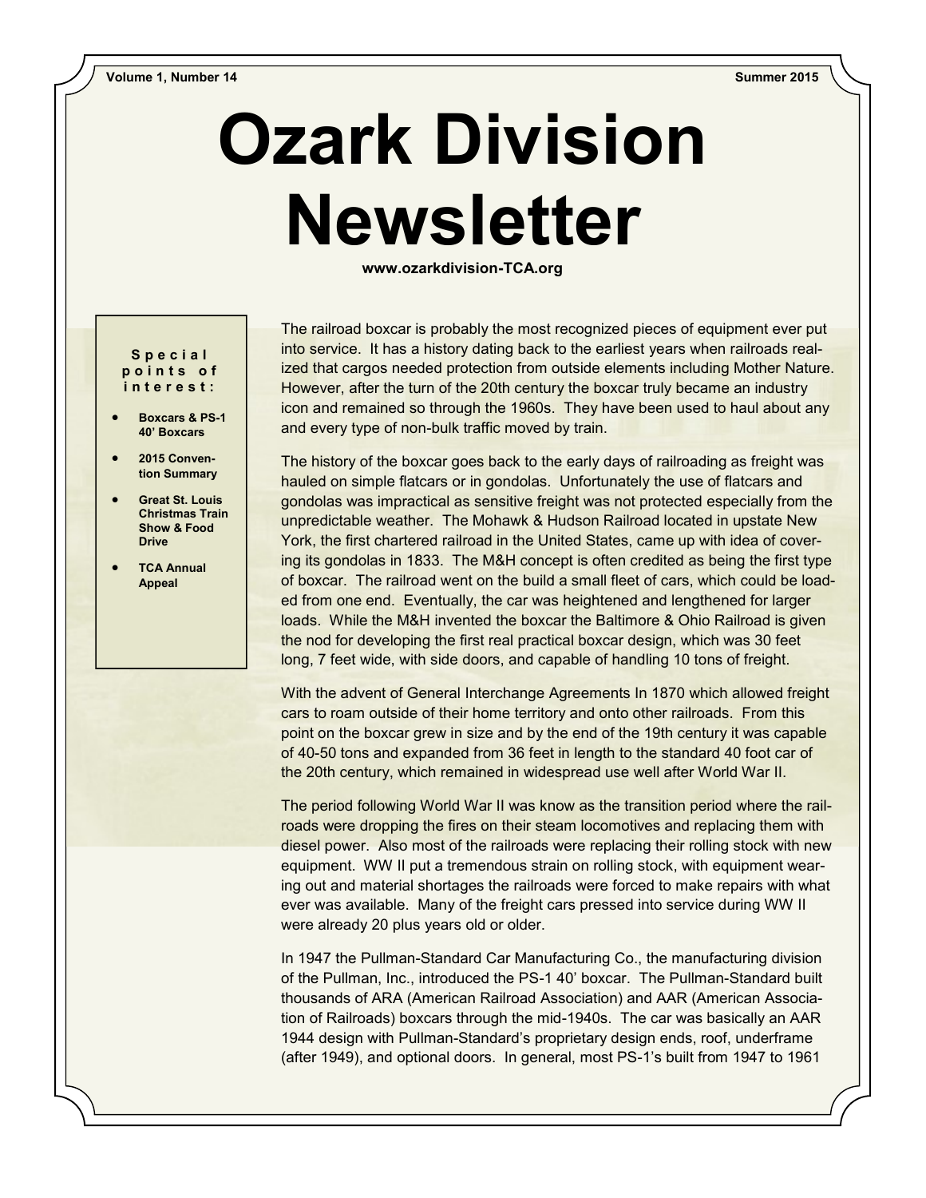Volume 1, Number 14 Summer 2015

# Ozark Division Newsletter

www.ozarkdivision-TCA.org

**Special points of interest:**

- **Boxcars & PS-1 40' Boxcars**
- **2015 Convention Summary**
- **Great St. Louis Christmas Train Show & Food Drive**
- **TCA Annual Appeal**

The railroad boxcar is probably the most recognized pieces of equipment ever put into service. It has a history dating back to the earliest years when railroads realized that cargos needed protection from outside elements including Mother Nature. However, after the turn of the 20th century the boxcar truly became an industry icon and remained so through the 1960s. They have been used to haul about any and every type of non-bulk traffic moved by train.

The history of the boxcar goes back to the early days of railroading as freight was hauled on simple flatcars or in gondolas. Unfortunately the use of flatcars and gondolas was impractical as sensitive freight was not protected especially from the unpredictable weather. The Mohawk & Hudson Railroad located in upstate New York, the first chartered railroad in the United States, came up with idea of covering its gondolas in 1833. The M&H concept is often credited as being the first type of boxcar. The railroad went on the build a small fleet of cars, which could be loaded from one end. Eventually, the car was heightened and lengthened for larger loads. While the M&H invented the boxcar the Baltimore & Ohio Railroad is given the nod for developing the first real practical boxcar design, which was 30 feet long, 7 feet wide, with side doors, and capable of handling 10 tons of freight.

With the advent of General Interchange Agreements In 1870 which allowed freight cars to roam outside of their home territory and onto other railroads. From this point on the boxcar grew in size and by the end of the 19th century it was capable of 40-50 tons and expanded from 36 feet in length to the standard 40 foot car of the 20th century, which remained in widespread use well after World War II.

The period following World War II was know as the transition period where the railroads were dropping the fires on their steam locomotives and replacing them with diesel power. Also most of the railroads were replacing their rolling stock with new equipment. WW II put a tremendous strain on rolling stock, with equipment wearing out and material shortages the railroads were forced to make repairs with what ever was available. Many of the freight cars pressed into service during WW II were already 20 plus years old or older.

In 1947 the Pullman-Standard Car Manufacturing Co., the manufacturing division of the Pullman, Inc., introduced the PS-1 40' boxcar. The Pullman-Standard built thousands of ARA (American Railroad Association) and AAR (American Association of Railroads) boxcars through the mid-1940s. The car was basically an AAR 1944 design with Pullman-Standard's proprietary design ends, roof, underframe (after 1949), and optional doors. In general, most PS-1's built from 1947 to 1961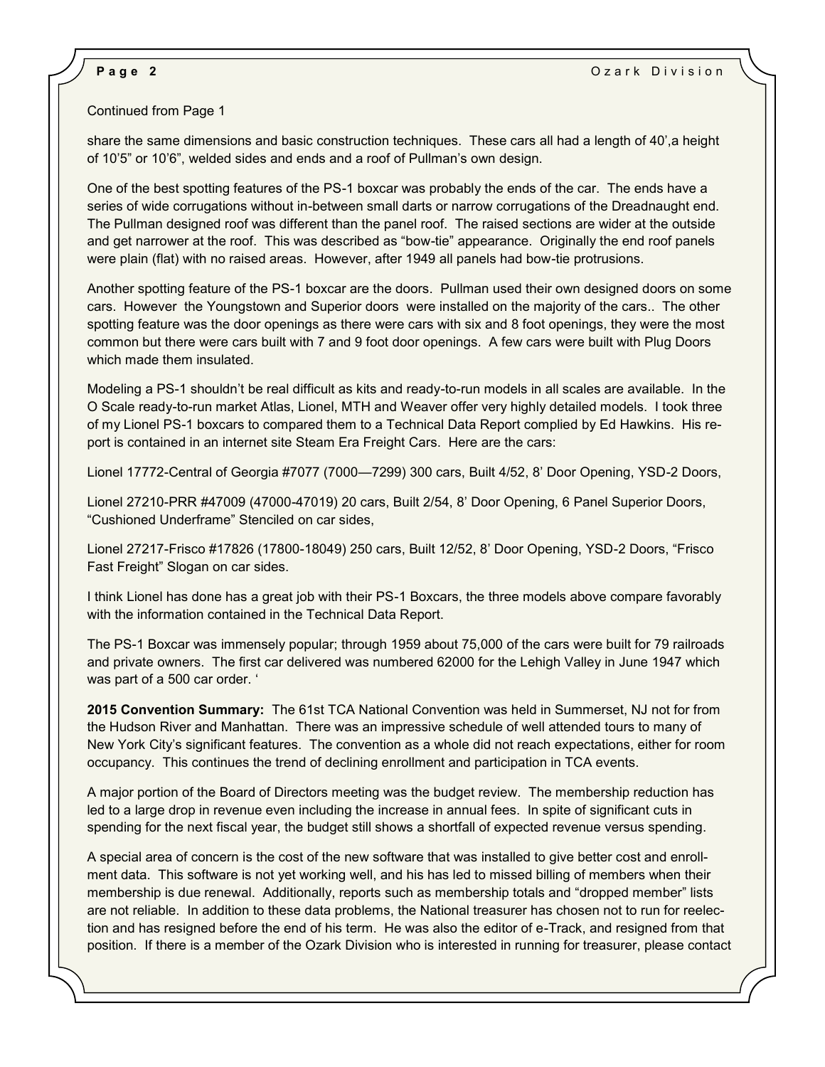Continued from Page 1

share the same dimensions and basic construction techniques. These cars all had a length of 40',a height of 10'5" or 10'6", welded sides and ends and a roof of Pullman's own design.

One of the best spotting features of the PS-1 boxcar was probably the ends of the car. The ends have a series of wide corrugations without in-between small darts or narrow corrugations of the Dreadnaught end. The Pullman designed roof was different than the panel roof. The raised sections are wider at the outside and get narrower at the roof. This was described as "bow-tie" appearance. Originally the end roof panels were plain (flat) with no raised areas. However, after 1949 all panels had bow-tie protrusions.

Another spotting feature of the PS-1 boxcar are the doors. Pullman used their own designed doors on some cars. However the Youngstown and Superior doors were installed on the majority of the cars.. The other spotting feature was the door openings as there were cars with six and 8 foot openings, they were the most common but there were cars built with 7 and 9 foot door openings. A few cars were built with Plug Doors which made them insulated.

Modeling a PS-1 shouldn't be real difficult as kits and ready-to-run models in all scales are available. In the O Scale ready-to-run market Atlas, Lionel, MTH and Weaver offer very highly detailed models. I took three of my Lionel PS-1 boxcars to compared them to a Technical Data Report complied by Ed Hawkins. His report is contained in an internet site Steam Era Freight Cars. Here are the cars:

Lionel 17772-Central of Georgia #7077 (7000—7299) 300 cars, Built 4/52, 8' Door Opening, YSD-2 Doors,

Lionel 27210-PRR #47009 (47000-47019) 20 cars, Built 2/54, 8' Door Opening, 6 Panel Superior Doors, "Cushioned Underframe" Stenciled on car sides,

Lionel 27217-Frisco #17826 (17800-18049) 250 cars, Built 12/52, 8' Door Opening, YSD-2 Doors, "Frisco Fast Freight" Slogan on car sides.

I think Lionel has done has a great job with their PS-1 Boxcars, the three models above compare favorably with the information contained in the Technical Data Report.

The PS-1 Boxcar was immensely popular; through 1959 about 75,000 of the cars were built for 79 railroads and private owners. The first car delivered was numbered 62000 for the Lehigh Valley in June 1947 which was part of a 500 car order. '

**2015 Convention Summary:** The 61st TCA National Convention was held in Summerset, NJ not for from the Hudson River and Manhattan. There was an impressive schedule of well attended tours to many of New York City's significant features. The convention as a whole did not reach expectations, either for room occupancy. This continues the trend of declining enrollment and participation in TCA events.

A major portion of the Board of Directors meeting was the budget review. The membership reduction has led to a large drop in revenue even including the increase in annual fees. In spite of significant cuts in spending for the next fiscal year, the budget still shows a shortfall of expected revenue versus spending.

A special area of concern is the cost of the new software that was installed to give better cost and enrollment data. This software is not yet working well, and his has led to missed billing of members when their membership is due renewal. Additionally, reports such as membership totals and "dropped member" lists are not reliable. In addition to these data problems, the National treasurer has chosen not to run for reelection and has resigned before the end of his term. He was also the editor of e-Track, and resigned from that position. If there is a member of the Ozark Division who is interested in running for treasurer, please contact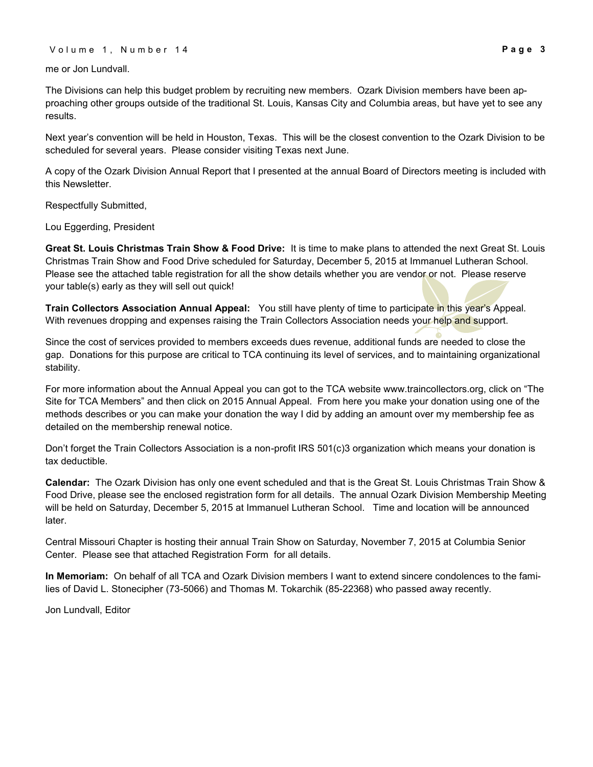me or Jon Lundvall.

The Divisions can help this budget problem by recruiting new members. Ozark Division members have been approaching other groups outside of the traditional St. Louis, Kansas City and Columbia areas, but have yet to see any results.

Next year's convention will be held in Houston, Texas. This will be the closest convention to the Ozark Division to be scheduled for several years. Please consider visiting Texas next June.

A copy of the Ozark Division Annual Report that I presented at the annual Board of Directors meeting is included with this Newsletter.

Respectfully Submitted,

Lou Eggerding, President

**Great St. Louis Christmas Train Show & Food Drive:** It is time to make plans to attended the next Great St. Louis Christmas Train Show and Food Drive scheduled for Saturday, December 5, 2015 at Immanuel Lutheran School. Please see the attached table registration for all the show details whether you are vendor or not. Please reserve your table(s) early as they will sell out quick!

**Train Collectors Association Annual Appeal:** You still have plenty of time to participate in this year's Appeal. With revenues dropping and expenses raising the Train Collectors Association needs your help and support.

Since the cost of services provided to members exceeds dues revenue, additional funds are needed to close the gap. Donations for this purpose are critical to TCA continuing its level of services, and to maintaining organizational stability.

For more information about the Annual Appeal you can got to the TCA website www.traincollectors.org, click on "The Site for TCA Members" and then click on 2015 Annual Appeal. From here you make your donation using one of the methods describes or you can make your donation the way I did by adding an amount over my membership fee as detailed on the membership renewal notice.

Don't forget the Train Collectors Association is a non-profit IRS 501(c)3 organization which means your donation is tax deductible.

**Calendar:** The Ozark Division has only one event scheduled and that is the Great St. Louis Christmas Train Show & Food Drive, please see the enclosed registration form for all details. The annual Ozark Division Membership Meeting will be held on Saturday, December 5, 2015 at Immanuel Lutheran School. Time and location will be announced later.

Central Missouri Chapter is hosting their annual Train Show on Saturday, November 7, 2015 at Columbia Senior Center. Please see that attached Registration Form for all details.

**In Memoriam:** On behalf of all TCA and Ozark Division members I want to extend sincere condolences to the families of David L. Stonecipher (73-5066) and Thomas M. Tokarchik (85-22368) who passed away recently.

Jon Lundvall, Editor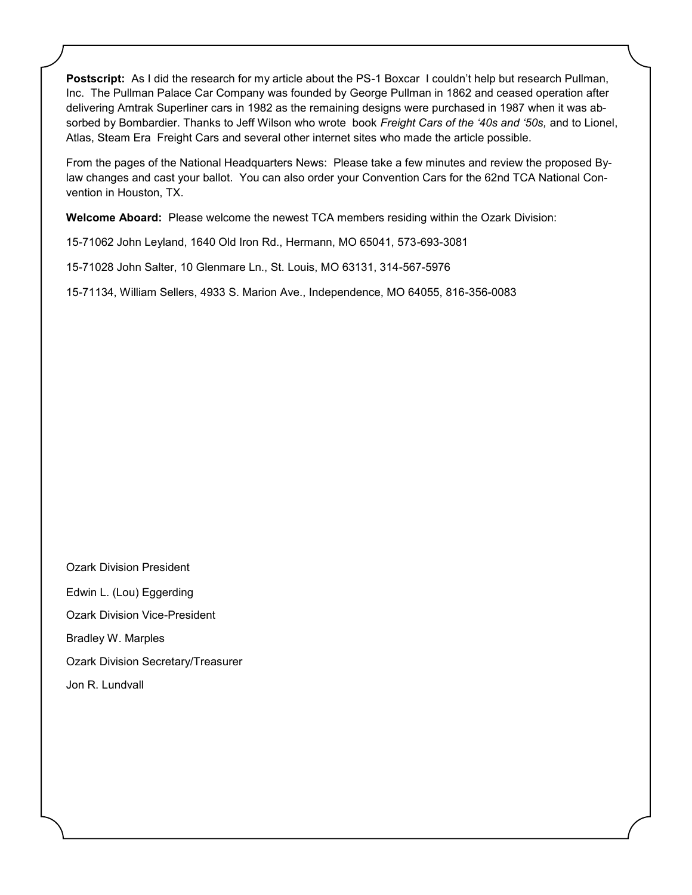**Postscript:** As I did the research for my article about the PS-1 Boxcar I couldn't help but research Pullman, Inc. The Pullman Palace Car Company was founded by George Pullman in 1862 and ceased operation after delivering Amtrak Superliner cars in 1982 as the remaining designs were purchased in 1987 when it was absorbed by Bombardier. Thanks to Jeff Wilson who wrote book *Freight Cars of the '40s and '50s,* and to Lionel, Atlas, Steam Era Freight Cars and several other internet sites who made the article possible.

From the pages of the National Headquarters News: Please take a few minutes and review the proposed By-law changes and cast your ballot. You can also order your Convention Cars for the 62nd TCA National Convention in Houston, TX.

**Welcome Aboard:** Please welcome the newest TCA members residing within the Ozark Division:

15-71062 John Leyland, 1640 Old Iron Rd., Hermann, MO 65041, 573-693-3081

15-71028 John Salter, 10 Glenmare Ln., St. Louis, MO 63131, 314-567-5976

15-71134, William Sellers, 4933 S. Marion Ave., Independence, MO 64055, 816-356-0083

Ozark Division President

Edwin L. (Lou) Eggerding

Ozark Division Vice-President

Bradley W. Marples

Ozark Division Secretary/Treasurer

Jon R. Lundvall